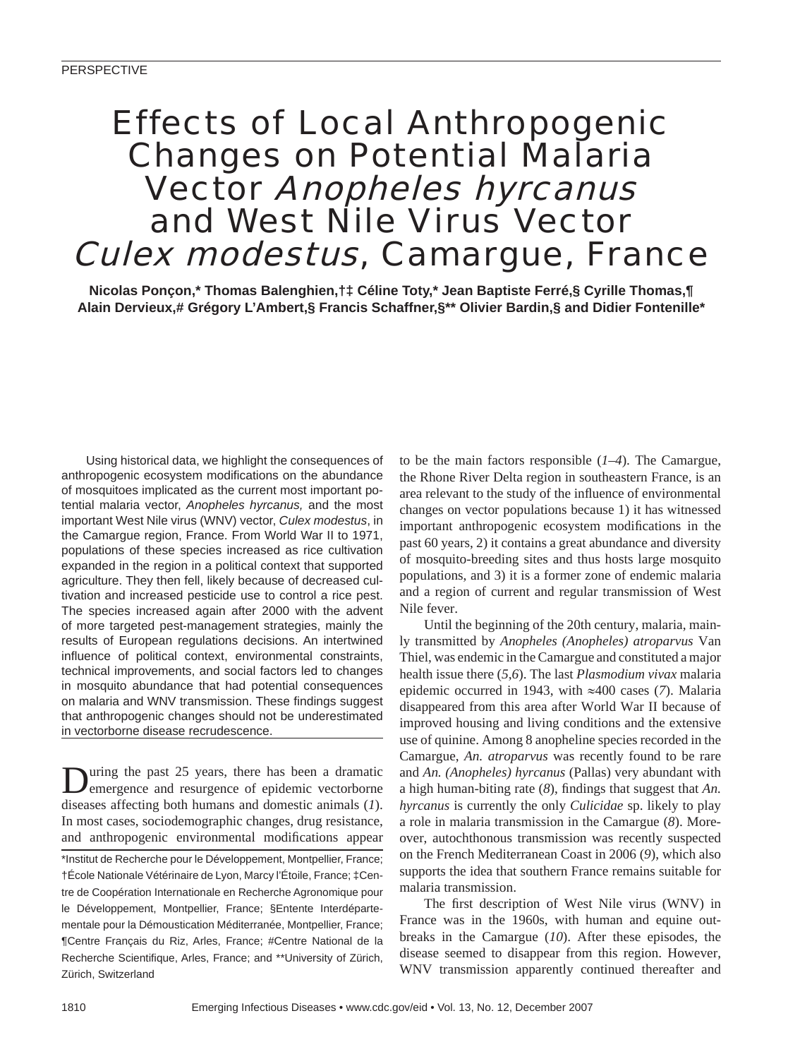PERSPECTIVE

# Effects of Local Anthropogenic Changes on Potential Malaria Vector *Anopheles hyrcanus* and West Nile Virus Vector *Culex modestus*, Camargue, France

**Nicolas Ponçon,* Thomas Balenghien,†‡ Céline Toty,* Jean Baptiste Ferré,§ Cyrille Thomas,¶ Alain Dervieux,# Grégory L'Ambert,§ Francis Schaffner,§** Olivier Bardin,§ and Didier Fontenille***

Using historical data, we highlight the consequences of anthropogenic ecosystem modifications on the abundance of mosquitoes implicated as the current most important potential malaria vector, *Anopheles hyrcanus,* and the most important West Nile virus (WNV) vector, *Culex modestus*, in the Camargue region, France. From World War II to 1971, populations of these species increased as rice cultivation expanded in the region in a political context that supported agriculture. They then fell, likely because of decreased cultivation and increased pesticide use to control a rice pest. The species increased again after 2000 with the advent of more targeted pest-management strategies, mainly the results of European regulations decisions. An intertwined influence of political context, environmental constraints, technical improvements, and social factors led to changes in mosquito abundance that had potential consequences on malaria and WNV transmission. These findings suggest that anthropogenic changes should not be underestimated in vectorborne disease recrudescence.

During the past 25 years, there has been a dramatic emergence and resurgence of epidemic vectorborne diseases affecting both humans and domestic animals (*1*). In most cases, sociodemographic changes, drug resistance, and anthropogenic environmental modifications appear to be the main factors responsible (*1–4*). The Camargue, the Rhone River Delta region in southeastern France, is an area relevant to the study of the influence of environmental changes on vector populations because 1) it has witnessed important anthropogenic ecosystem modifications in the past 60 years, 2) it contains a great abundance and diversity of mosquito-breeding sites and thus hosts large mosquito populations, and 3) it is a former zone of endemic malaria and a region of current and regular transmission of West Nile fever.

Until the beginning of the 20th century, malaria, mainly transmitted by *Anopheles (Anopheles) atroparvus* Van Thiel, was endemic in the Camargue and constituted a major health issue there (*5*,*6*). The last *Plasmodium vivax* malaria epidemic occurred in 1943, with ≈400 cases (*7*). Malaria disappeared from this area after World War II because of improved housing and living conditions and the extensive use of quinine. Among 8 anopheline species recorded in the Camargue, *An. atroparvus* was recently found to be rare and *An. (Anopheles) hyrcanus* (Pallas) very abundant with a high human-biting rate (*8*), findings that suggest that *An. hyrcanus* is currently the only *Culicidae* sp. likely to play a role in malaria transmission in the Camargue (*8*). Moreover, autochthonous transmission was recently suspected on the French Mediterranean Coast in 2006 (*9*), which also supports the idea that southern France remains suitable for malaria transmission.

The first description of West Nile virus (WNV) in France was in the 1960s, with human and equine outbreaks in the Camargue (*10*). After these episodes, the disease seemed to disappear from this region. However, WNV transmission apparently continued thereafter and

*Institut de Recherche pour le Développement, Montpellier, France; †École Nationale Vétérinaire de Lyon, Marcy l'Étoile, France; ‡Centre de Coopération Internationale en Recherche Agronomique pour le Développement, Montpellier, France; §Entente Interdépartementale pour la Démoustication Méditerranée, Montpellier, France; ¶Centre Français du Riz, Arles, France; #Centre National de la Recherche Scientifique, Arles, France; and **University of Zürich, Zürich, Switzerland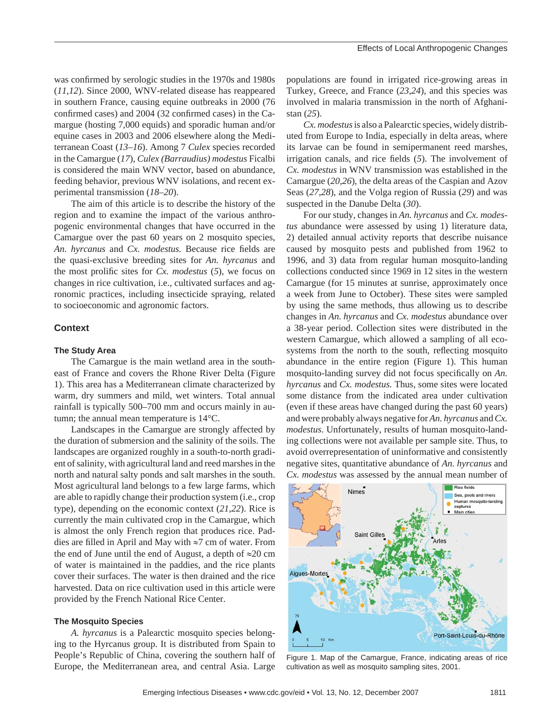was confirmed by serologic studies in the 1970s and 1980s (*11,12*). Since 2000, WNV-related disease has reappeared in southern France, causing equine outbreaks in 2000 (76 confirmed cases) and 2004 (32 confirmed cases) in the Camargue (hosting 7,000 equids) and sporadic human and/or equine cases in 2003 and 2006 elsewhere along the Mediterranean Coast (*13–16*). Among 7 *Culex* species recorded in the Camargue (*17*), *Culex (Barraudius) modestus* Ficalbi is considered the main WNV vector, based on abundance, feeding behavior, previous WNV isolations, and recent experimental transmission (*18–20*).

The aim of this article is to describe the history of the region and to examine the impact of the various anthropogenic environmental changes that have occurred in the Camargue over the past 60 years on 2 mosquito species, *An. hyrcanus* and *Cx. modestus.* Because rice fields are the quasi-exclusive breeding sites for *An. hyrcanus* and the most prolific sites for *Cx. modestus* (*5*), we focus on changes in rice cultivation, i.e., cultivated surfaces and agronomic practices, including insecticide spraying, related to socioeconomic and agronomic factors.

## Context

### The Study Area

The Camargue is the main wetland area in the southeast of France and covers the Rhone River Delta (Figure 1). This area has a Mediterranean climate characterized by warm, dry summers and mild, wet winters. Total annual rainfall is typically 500–700 mm and occurs mainly in autumn; the annual mean temperature is 14°C.

Landscapes in the Camargue are strongly affected by the duration of submersion and the salinity of the soils. The landscapes are organized roughly in a south-to-north gradient of salinity, with agricultural land and reed marshes in the north and natural salty ponds and salt marshes in the south. Most agricultural land belongs to a few large farms, which are able to rapidly change their production system (i.e., crop type), depending on the economic context (*21,22*). Rice is currently the main cultivated crop in the Camargue, which is almost the only French region that produces rice. Paddies are filled in April and May with ≈7 cm of water. From the end of June until the end of August, a depth of ≈20 cm of water is maintained in the paddies, and the rice plants cover their surfaces. The water is then drained and the rice harvested. Data on rice cultivation used in this article were provided by the French National Rice Center.

### The Mosquito Species

*A. hyrcanus* is a Palearctic mosquito species belonging to the Hyrcanus group. It is distributed from Spain to People's Republic of China, covering the southern half of Europe, the Mediterranean area, and central Asia. Large populations are found in irrigated rice-growing areas in Turkey, Greece, and France (*23,24*), and this species was involved in malaria transmission in the north of Afghanistan (*25*).

*Cx. modestus* is also a Palearctic species, widely distributed from Europe to India, especially in delta areas, where its larvae can be found in semipermanent reed marshes, irrigation canals, and rice fields (*5*). The involvement of *Cx. modestus* in WNV transmission was established in the Camargue (*20,26*), the delta areas of the Caspian and Azov Seas (*27,28*), and the Volga region of Russia (*29*) and was suspected in the Danube Delta (*30*).

For our study, changes in *An. hyrcanus* and *Cx. modestus* abundance were assessed by using 1) literature data, 2) detailed annual activity reports that describe nuisance caused by mosquito pests and published from 1962 to 1996, and 3) data from regular human mosquito-landing collections conducted since 1969 in 12 sites in the western Camargue (for 15 minutes at sunrise, approximately once a week from June to October). These sites were sampled by using the same methods, thus allowing us to describe changes in *An. hyrcanus* and *Cx. modestus* abundance over a 38-year period. Collection sites were distributed in the western Camargue, which allowed a sampling of all ecosystems from the north to the south, reflecting mosquito abundance in the entire region (Figure 1). This human mosquito-landing survey did not focus specifically on *An. hyrcanus* and *Cx. modestus.* Thus, some sites were located some distance from the indicated area under cultivation (even if these areas have changed during the past 60 years) and were probably always negative for *An. hyrcanus* and *Cx. modestus*. Unfortunately, results of human mosquito-landing collections were not available per sample site. Thus, to avoid overrepresentation of uninformative and consistently negative sites, quantitative abundance of *An. hyrcanus* and *Cx. modestus* was assessed by the annual mean number of

Figure 1. Map of the Camargue, France, indicating areas of rice cultivation as well as mosquito sampling sites, 2001.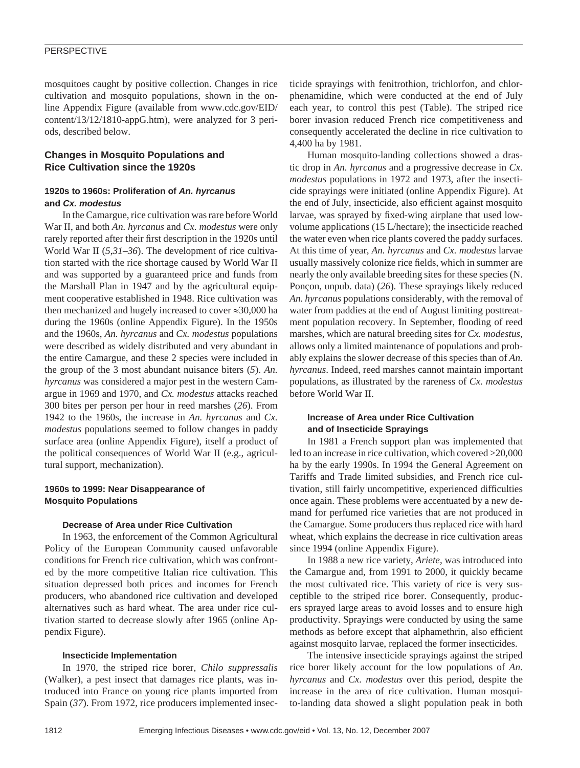mosquitoes caught by positive collection. Changes in rice cultivation and mosquito populations, shown in the online Appendix Figure (available from www.cdc.gov/EID/content/13/12/1810-appG.htm), were analyzed for 3 periods, described below.

## Changes in Mosquito Populations and Rice Cultivation since the 1920s

### 1920s to 1960s: Proliferation of *An. hyrcanus* and *Cx. modestus*

In the Camargue, rice cultivation was rare before World War II, and both *An. hyrcanus* and *Cx. modestus* were only rarely reported after their first description in the 1920s until World War II (*5,31–36*). The development of rice cultivation started with the rice shortage caused by World War II and was supported by a guaranteed price and funds from the Marshall Plan in 1947 and by the agricultural equipment cooperative established in 1948. Rice cultivation was then mechanized and hugely increased to cover ≈30,000 ha during the 1960s (online Appendix Figure). In the 1950s and the 1960s, *An. hyrcanus* and *Cx. modestus* populations were described as widely distributed and very abundant in the entire Camargue, and these 2 species were included in the group of the 3 most abundant nuisance biters (*5*). *An. hyrcanus* was considered a major pest in the western Camargue in 1969 and 1970, and *Cx. modestus* attacks reached 300 bites per person per hour in reed marshes (*26*). From 1942 to the 1960s, the increase in *An. hyrcanus* and *Cx. modestus* populations seemed to follow changes in paddy surface area (online Appendix Figure), itself a product of the political consequences of World War II (e.g., agricultural support, mechanization).

### 1960s to 1999: Near Disappearance of Mosquito Populations

#### Decrease of Area under Rice Cultivation

In 1963, the enforcement of the Common Agricultural Policy of the European Community caused unfavorable conditions for French rice cultivation, which was confronted by the more competitive Italian rice cultivation. This situation depressed both prices and incomes for French producers, who abandoned rice cultivation and developed alternatives such as hard wheat. The area under rice cultivation started to decrease slowly after 1965 (online Appendix Figure).

#### Insecticide Implementation

In 1970, the striped rice borer, *Chilo suppressalis* (Walker), a pest insect that damages rice plants, was introduced into France on young rice plants imported from Spain (*37*). From 1972, rice producers implemented insecticide sprayings with fenitrothion, trichlorfon, and chlorphenamidine, which were conducted at the end of July each year, to control this pest (Table). The striped rice borer invasion reduced French rice competitiveness and consequently accelerated the decline in rice cultivation to 4,400 ha by 1981.

Human mosquito-landing collections showed a drastic drop in *An. hyrcanus* and a progressive decrease in *Cx. modestus* populations in 1972 and 1973, after the insecticide sprayings were initiated (online Appendix Figure). At the end of July, insecticide, also efficient against mosquito larvae, was sprayed by fixed-wing airplane that used low-volume applications (15 L/hectare); the insecticide reached the water even when rice plants covered the paddy surfaces. At this time of year, *An. hyrcanus* and *Cx. modestus* larvae usually massively colonize rice fields, which in summer are nearly the only available breeding sites for these species (N. Ponçon, unpub. data) (*26*). These sprayings likely reduced *An. hyrcanus* populations considerably, with the removal of water from paddies at the end of August limiting posttreatment population recovery. In September, flooding of reed marshes, which are natural breeding sites for *Cx. modestus*, allows only a limited maintenance of populations and probably explains the slower decrease of this species than of *An. hyrcanus*. Indeed, reed marshes cannot maintain important populations, as illustrated by the rareness of *Cx. modestus* before World War II.

#### Increase of Area under Rice Cultivation and of Insecticide Sprayings

In 1981 a French support plan was implemented that led to an increase in rice cultivation, which covered >20,000 ha by the early 1990s. In 1994 the General Agreement on Tariffs and Trade limited subsidies, and French rice cultivation, still fairly uncompetitive, experienced difficulties once again. These problems were accentuated by a new demand for perfumed rice varieties that are not produced in the Camargue. Some producers thus replaced rice with hard wheat, which explains the decrease in rice cultivation areas since 1994 (online Appendix Figure).

In 1988 a new rice variety, *Ariete*, was introduced into the Camargue and, from 1991 to 2000, it quickly became the most cultivated rice. This variety of rice is very susceptible to the striped rice borer. Consequently, producers sprayed large areas to avoid losses and to ensure high productivity. Sprayings were conducted by using the same methods as before except that alphamethrin, also efficient against mosquito larvae, replaced the former insecticides.

The intensive insecticide sprayings against the striped rice borer likely account for the low populations of *An. hyrcanus* and *Cx. modestus* over this period, despite the increase in the area of rice cultivation. Human mosquito-landing data showed a slight population peak in both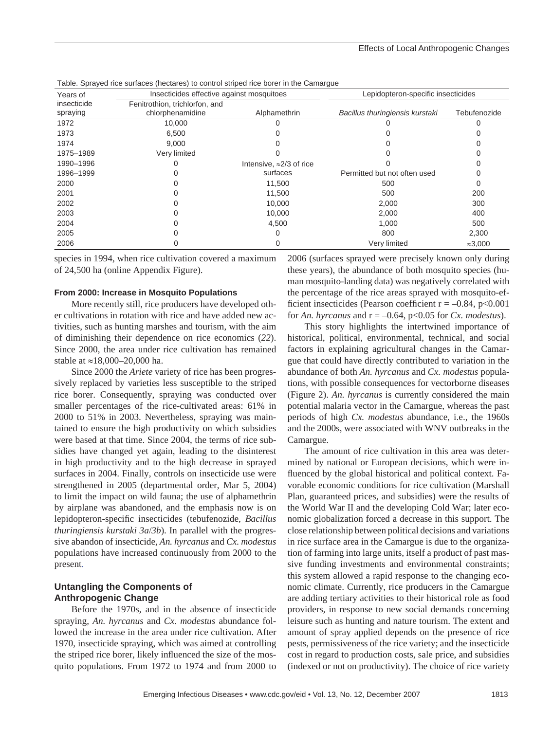Table. Sprayed rice surfaces (hectares) to control striped rice borer in the Camargue

| Years of insecticide spraying | Insecticides effective against mosquitoes | | Lepidopteron-specific insecticides | |
|---|---|---|---|---|
| | Fenitrothion, trichlorfon, and chlorphenamidine | Alphamethrin | *Bacillus thuringiensis kurstaki* | Tebufenozide |
| 1972 | 10,000 | 0 | 0 | 0 |
| 1973 | 6,500 | 0 | 0 | 0 |
| 1974 | 9,000 | 0 | 0 | 0 |
| 1975–1989 | Very limited | 0 | 0 | 0 |
| 1990–1996 | 0 | Intensive, ≈2/3 of rice | 0 | 0 |
| 1996–1999 | 0 | surfaces | Permitted but not often used | 0 |
| 2000 | 0 | 11,500 | 500 | 0 |
| 2001 | 0 | 11,500 | 500 | 200 |
| 2002 | 0 | 10,000 | 2,000 | 300 |
| 2003 | 0 | 10,000 | 2,000 | 400 |
| 2004 | 0 | 4,500 | 1,000 | 500 |
| 2005 | 0 | 0 | 800 | 2,300 |
| 2006 | 0 | 0 | Very limited | ≈3,000 |

species in 1994, when rice cultivation covered a maximum of 24,500 ha (online Appendix Figure).

#### From 2000: Increase in Mosquito Populations

More recently still, rice producers have developed other cultivations in rotation with rice and have added new activities, such as hunting marshes and tourism, with the aim of diminishing their dependence on rice economics (*22*). Since 2000, the area under rice cultivation has remained stable at ≈18,000–20,000 ha.

Since 2000 the *Ariete* variety of rice has been progressively replaced by varieties less susceptible to the striped rice borer. Consequently, spraying was conducted over smaller percentages of the rice-cultivated areas: 61% in 2000 to 51% in 2003. Nevertheless, spraying was maintained to ensure the high productivity on which subsidies were based at that time. Since 2004, the terms of rice subsidies have changed yet again, leading to the disinterest in high productivity and to the high decrease in sprayed surfaces in 2004. Finally, controls on insecticide use were strengthened in 2005 (departmental order, Mar 5, 2004) to limit the impact on wild fauna; the use of alphamethrin by airplane was abandoned, and the emphasis now is on lepidopteron-specific insecticides (tebufenozide, *Bacillus thuringiensis kurstaki 3a*/*3b*). In parallel with the progressive abandon of insecticide, *An. hyrcanus* and *Cx. modestus* populations have increased continuously from 2000 to the present.

### Untangling the Components of Anthropogenic Change

Before the 1970s, and in the absence of insecticide spraying, *An. hyrcanus* and *Cx. modestus* abundance followed the increase in the area under rice cultivation. After 1970, insecticide spraying, which was aimed at controlling the striped rice borer, likely influenced the size of the mosquito populations. From 1972 to 1974 and from 2000 to 2006 (surfaces sprayed were precisely known only during these years), the abundance of both mosquito species (human mosquito-landing data) was negatively correlated with the percentage of the rice areas sprayed with mosquito-efficient insecticides (Pearson coefficient $r = -0.84$, $p<0.001$ for *An. hyrcanus* and $r = -0.64$, $p<0.05$ for *Cx. modestus*).

This story highlights the intertwined importance of historical, political, environmental, technical, and social factors in explaining agricultural changes in the Camargue that could have directly contributed to variation in the abundance of both *An. hyrcanus* and *Cx. modestus* populations, with possible consequences for vectorborne diseases (Figure 2). *An. hyrcanus* is currently considered the main potential malaria vector in the Camargue, whereas the past periods of high *Cx. modestus* abundance, i.e., the 1960s and the 2000s, were associated with WNV outbreaks in the Camargue.

The amount of rice cultivation in this area was determined by national or European decisions, which were influenced by the global historical and political context. Favorable economic conditions for rice cultivation (Marshall Plan, guaranteed prices, and subsidies) were the results of the World War II and the developing Cold War; later economic globalization forced a decrease in this support. The close relationship between political decisions and variations in rice surface area in the Camargue is due to the organization of farming into large units, itself a product of past massive funding investments and environmental constraints; this system allowed a rapid response to the changing economic climate. Currently, rice producers in the Camargue are adding tertiary activities to their historical role as food providers, in response to new social demands concerning leisure such as hunting and nature tourism. The extent and amount of spray applied depends on the presence of rice pests, permissiveness of the rice variety; and the insecticide cost in regard to production costs, sale price, and subsidies (indexed or not on productivity). The choice of rice variety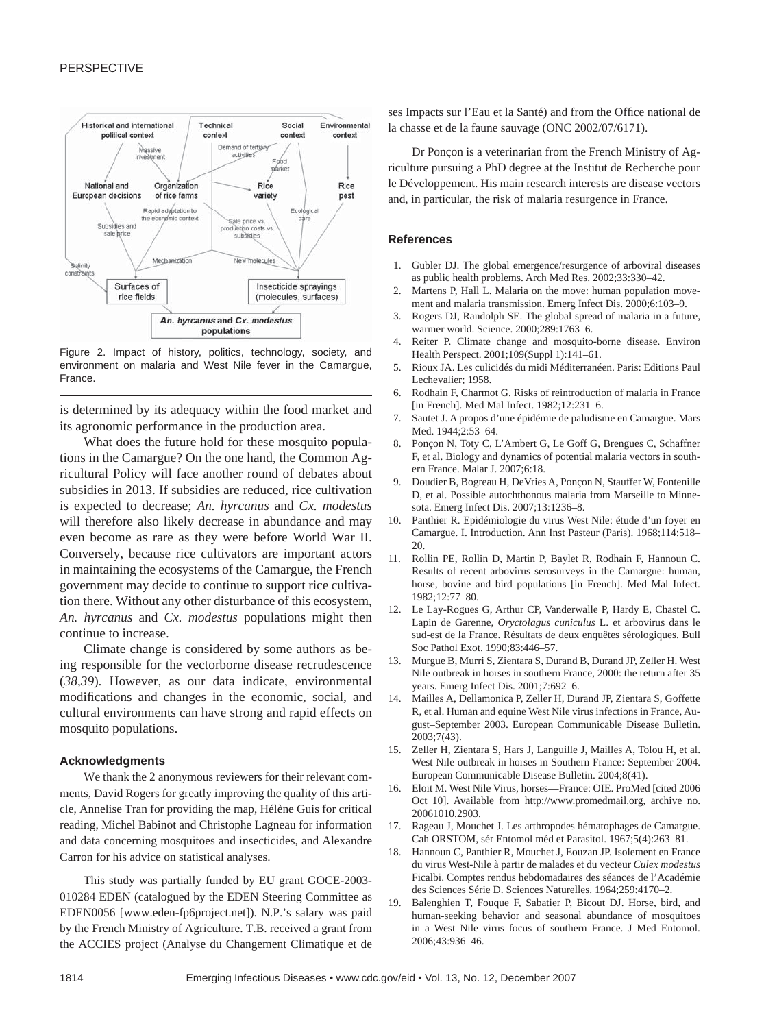Figure 2. Impact of history, politics, technology, society, and environment on malaria and West Nile fever in the Camargue, France.

is determined by its adequacy within the food market and its agronomic performance in the production area.

What does the future hold for these mosquito populations in the Camargue? On the one hand, the Common Agricultural Policy will face another round of debates about subsidies in 2013. If subsidies are reduced, rice cultivation is expected to decrease; *An. hyrcanus* and *Cx. modestus* will therefore also likely decrease in abundance and may even become as rare as they were before World War II. Conversely, because rice cultivators are important actors in maintaining the ecosystems of the Camargue, the French government may decide to continue to support rice cultivation there. Without any other disturbance of this ecosystem, *An. hyrcanus* and *Cx. modestus* populations might then continue to increase.

Climate change is considered by some authors as being responsible for the vectorborne disease recrudescence (*38*,*39*). However, as our data indicate, environmental modifications and changes in the economic, social, and cultural environments can have strong and rapid effects on mosquito populations.

### Acknowledgments

We thank the 2 anonymous reviewers for their relevant comments, David Rogers for greatly improving the quality of this article, Annelise Tran for providing the map, Hélène Guis for critical reading, Michel Babinot and Christophe Lagneau for information and data concerning mosquitoes and insecticides, and Alexandre Carron for his advice on statistical analyses.

This study was partially funded by EU grant GOCE-2003-010284 EDEN (catalogued by the EDEN Steering Committee as EDEN0056 [www.eden-fp6project.net]). N.P.'s salary was paid by the French Ministry of Agriculture. T.B. received a grant from the ACCIES project (Analyse du Changement Climatique et de ses Impacts sur l'Eau et la Santé) and from the Office national de la chasse et de la faune sauvage (ONC 2002/07/6171).

Dr Ponçon is a veterinarian from the French Ministry of Agriculture pursuing a PhD degree at the Institut de Recherche pour le Développement. His main research interests are disease vectors and, in particular, the risk of malaria resurgence in France.

### References

1. Gubler DJ. The global emergence/resurgence of arboviral diseases as public health problems. Arch Med Res. 2002;33:330–42.
2. Martens P, Hall L. Malaria on the move: human population movement and malaria transmission. Emerg Infect Dis. 2000;6:103–9.
3. Rogers DJ, Randolph SE. The global spread of malaria in a future, warmer world. Science. 2000;289:1763–6.
4. Reiter P. Climate change and mosquito-borne disease. Environ Health Perspect. 2001;109(Suppl 1):141–61.
5. Rioux JA. Les culicidés du midi Méditerranéen. Paris: Editions Paul Lechevalier; 1958.
6. Rodhain F, Charmot G. Risks of reintroduction of malaria in France [in French]. Med Mal Infect. 1982;12:231–6.
7. Sautet J. A propos d'une épidémie de paludisme en Camargue. Mars Med. 1944;2:53–64.
8. Ponçon N, Toty C, L'Ambert G, Le Goff G, Brengues C, Schaffner F, et al. Biology and dynamics of potential malaria vectors in southern France. Malar J. 2007;6:18.
9. Doudier B, Bogreau H, DeVries A, Ponçon N, Stauffer W, Fontenille D, et al. Possible autochthonous malaria from Marseille to Minnesota. Emerg Infect Dis. 2007;13:1236–8.
10. Panthier R. Epidémiologie du virus West Nile: étude d'un foyer en Camargue. I. Introduction. Ann Inst Pasteur (Paris). 1968;114:518–20.
11. Rollin PE, Rollin D, Martin P, Baylet R, Rodhain F, Hannoun C. Results of recent arbovirus serosurveys in the Camargue: human, horse, bovine and bird populations [in French]. Med Mal Infect. 1982;12:77–80.
12. Le Lay-Rogues G, Arthur CP, Vanderwalle P, Hardy E, Chastel C. Lapin de Garenne, *Oryctolagus cuniculus* L. et arbovirus dans le sud-est de la France. Résultats de deux enquêtes sérologiques. Bull Soc Pathol Exot. 1990;83:446–57.
13. Murgue B, Murri S, Zientara S, Durand B, Durand JP, Zeller H. West Nile outbreak in horses in southern France, 2000: the return after 35 years. Emerg Infect Dis. 2001;7:692–6.
14. Mailles A, Dellamonica P, Zeller H, Durand JP, Zientara S, Goffette R, et al. Human and equine West Nile virus infections in France, August–September 2003. European Communicable Disease Bulletin. 2003;7(43).
15. Zeller H, Zientara S, Hars J, Languille J, Mailles A, Tolou H, et al. West Nile outbreak in horses in Southern France: September 2004. European Communicable Disease Bulletin. 2004;8(41).
16. Eloit M. West Nile Virus, horses—France: OIE. ProMed [cited 2006 Oct 10]. Available from http://www.promedmail.org, archive no. 20061010.2903.
17. Rageau J, Mouchet J. Les arthropodes hématophages de Camargue. Cah ORSTOM, sér Entomol méd et Parasitol. 1967;5(4):263–81.
18. Hannoun C, Panthier R, Mouchet J, Eouzan JP. Isolement en France du virus West-Nile à partir de malades et du vecteur *Culex modestus* Ficalbi. Comptes rendus hebdomadaires des séances de l'Académie des Sciences Série D. Sciences Naturelles. 1964;259:4170–2.
19. Balenghien T, Fouque F, Sabatier P, Bicout DJ. Horse, bird, and human-seeking behavior and seasonal abundance of mosquitoes in a West Nile virus focus of southern France. J Med Entomol. 2006;43:936–46.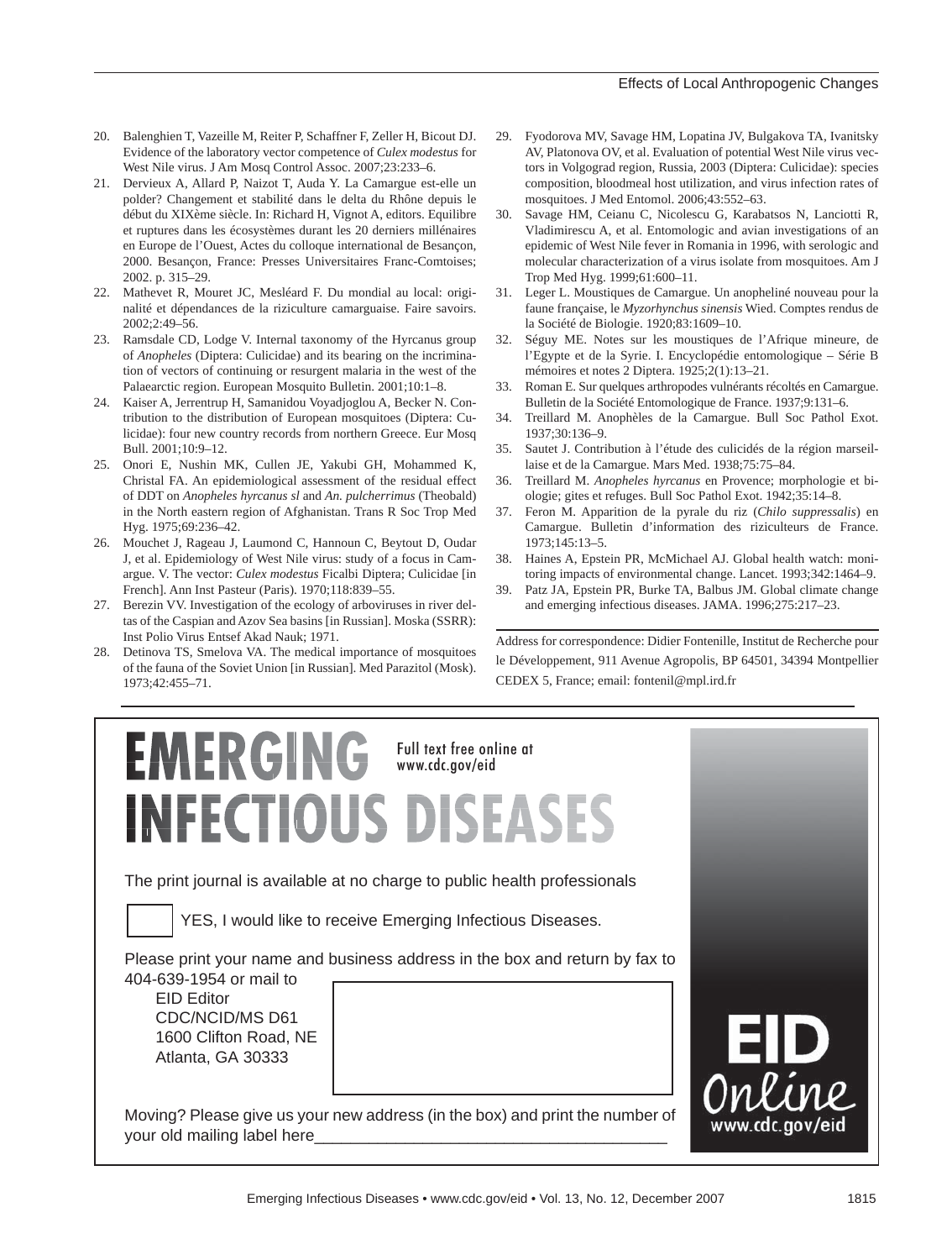20. Balenghien T, Vazeille M, Reiter P, Schaffner F, Zeller H, Bicout DJ. Evidence of the laboratory vector competence of *Culex modestus* for West Nile virus. J Am Mosq Control Assoc. 2007;23:233–6.
21. Dervieux A, Allard P, Naizot T, Auda Y. La Camargue est-elle un polder? Changement et stabilité dans le delta du Rhône depuis le début du XIXème siècle. In: Richard H, Vignot A, editors. Equilibre et ruptures dans les écosystèmes durant les 20 derniers millénaires en Europe de l'Ouest, Actes du colloque international de Besançon, 2000. Besançon, France: Presses Universitaires Franc-Comtoises; 2002. p. 315–29.
22. Mathevet R, Mouret JC, Mesléard F. Du mondial au local: originalité et dépendances de la riziculture camarguaise. Faire savoirs. 2002;2:49–56.
23. Ramsdale CD, Lodge V. Internal taxonomy of the Hyrcanus group of *Anopheles* (Diptera: Culicidae) and its bearing on the incrimination of vectors of continuing or resurgent malaria in the west of the Palaearctic region. European Mosquito Bulletin. 2001;10:1–8.
24. Kaiser A, Jerrentrup H, Samanidou Voyadjoglou A, Becker N. Contribution to the distribution of European mosquitoes (Diptera: Culicidae): four new country records from northern Greece. Eur Mosq Bull. 2001;10:9–12.
25. Onori E, Nushin MK, Cullen JE, Yakubi GH, Mohammed K, Christal FA. An epidemiological assessment of the residual effect of DDT on *Anopheles hyrcanus sl* and *An. pulcherrimus* (Theobald) in the North eastern region of Afghanistan. Trans R Soc Trop Med Hyg. 1975;69:236–42.
26. Mouchet J, Rageau J, Laumond C, Hannoun C, Beytout D, Oudar J, et al. Epidemiology of West Nile virus: study of a focus in Camargue. V. The vector: *Culex modestus* Ficalbi Diptera; Culicidae [in French]. Ann Inst Pasteur (Paris). 1970;118:839–55.
27. Berezin VV. Investigation of the ecology of arboviruses in river deltas of the Caspian and Azov Sea basins [in Russian]. Moska (SSRR): Inst Polio Virus Entsef Akad Nauk; 1971.
28. Detinova TS, Smelova VA. The medical importance of mosquitoes of the fauna of the Soviet Union [in Russian]. Med Parazitol (Mosk). 1973;42:455–71.
29. Fyodorova MV, Savage HM, Lopatina JV, Bulgakova TA, Ivanitsky AV, Platonova OV, et al. Evaluation of potential West Nile virus vectors in Volgograd region, Russia, 2003 (Diptera: Culicidae): species composition, bloodmeal host utilization, and virus infection rates of mosquitoes. J Med Entomol. 2006;43:552–63.
30. Savage HM, Ceianu C, Nicolescu G, Karabatsos N, Lanciotti R, Vladimirescu A, et al. Entomologic and avian investigations of an epidemic of West Nile fever in Romania in 1996, with serologic and molecular characterization of a virus isolate from mosquitoes. Am J Trop Med Hyg. 1999;61:600–11.
31. Leger L. Moustiques de Camargue. Un anopheliné nouveau pour la faune française, le *Myzorhynchus sinensis* Wied. Comptes rendus de la Société de Biologie. 1920;83:1609–10.
32. Séguy ME. Notes sur les moustiques de l'Afrique mineure, de l'Egypte et de la Syrie. I. Encyclopédie entomologique – Série B mémoires et notes 2 Diptera. 1925;2(1):13–21.
33. Roman E. Sur quelques arthropodes vulnérants récoltés en Camargue. Bulletin de la Société Entomologique de France. 1937;9:131–6.
34. Treillard M. Anophèles de la Camargue. Bull Soc Pathol Exot. 1937;30:136–9.
35. Sautet J. Contribution à l'étude des culicidés de la région marseillaise et de la Camargue. Mars Med. 1938;75:75–84.
36. Treillard M. *Anopheles hyrcanus* en Provence; morphologie et biologie; gites et refuges. Bull Soc Pathol Exot. 1942;35:14–8.
37. Feron M. Apparition de la pyrale du riz (*Chilo suppressalis*) en Camargue. Bulletin d'information des riziculteurs de France. 1973;145:13–5.
38. Haines A, Epstein PR, McMichael AJ. Global health watch: monitoring impacts of environmental change. Lancet. 1993;342:1464–9.
39. Patz JA, Epstein PR, Burke TA, Balbus JM. Global climate change and emerging infectious diseases. JAMA. 1996;275:217–23.

Address for correspondence: Didier Fontenille, Institut de Recherche pour le Développement, 911 Avenue Agropolis, BP 64501, 34394 Montpellier CEDEX 5, France; email: fontenil@mpl.ird.fr

# EMERGING INFECTIOUS DISEASES

Full text free online at www.cdc.gov/eid

The print journal is available at no charge to public health professionals

☐ YES, I would like to receive Emerging Infectious Diseases.

Please print your name and business address in the box and return by fax to 404-639-1954 or mail to

EID Editor
CDC/NCID/MS D61
1600 Clifton Road, NE
Atlanta, GA 30333

Moving? Please give us your new address (in the box) and print the number of your old mailing label here________________________________________

EID Online
www.cdc.gov/eid